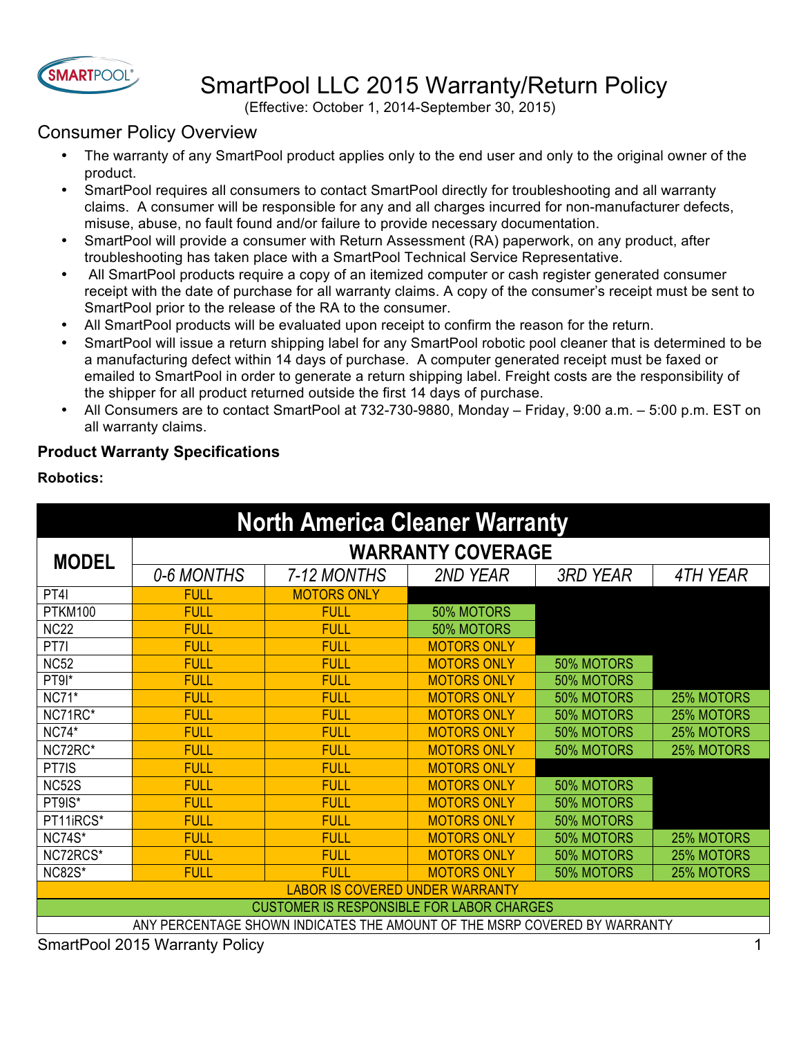# SmartPool LLC 2015 Warranty/Return Policy

(Effective: October 1, 2014-September 30, 2015)

## Consumer Policy Overview

- The warranty of any SmartPool product applies only to the end user and only to the original owner of the product.
- SmartPool requires all consumers to contact SmartPool directly for troubleshooting and all warranty claims. A consumer will be responsible for any and all charges incurred for non-manufacturer defects, misuse, abuse, no fault found and/or failure to provide necessary documentation.
- SmartPool will provide a consumer with Return Assessment (RA) paperwork, on any product, after troubleshooting has taken place with a SmartPool Technical Service Representative.
- All SmartPool products require a copy of an itemized computer or cash register generated consumer receipt with the date of purchase for all warranty claims. A copy of the consumer's receipt must be sent to SmartPool prior to the release of the RA to the consumer.
- All SmartPool products will be evaluated upon receipt to confirm the reason for the return.
- SmartPool will issue a return shipping label for any SmartPool robotic pool cleaner that is determined to be a manufacturing defect within 14 days of purchase. A computer generated receipt must be faxed or emailed to SmartPool in order to generate a return shipping label. Freight costs are the responsibility of the shipper for all product returned outside the first 14 days of purchase.
- All Consumers are to contact SmartPool at 732-730-9880, Monday – Friday, 9:00 a.m. – 5:00 p.m. EST on all warranty claims.

### Product Warranty Specifications

**Robotics:**

**North America Cleaner Warranty**

| MODEL | WARRANTY COVERAGE | | | | |
|---|---|---|---|---|---|
| | *0-6 MONTHS* | *7-12 MONTHS* | *2ND YEAR* | *3RD YEAR* | *4TH YEAR* |
| PT4I | FULL | MOTORS ONLY | | | |
| PTKM100 | FULL | FULL | 50% MOTORS | | |
| NC22 | FULL | FULL | 50% MOTORS | | |
| PT7I | FULL | FULL | MOTORS ONLY | | |
| NC52 | FULL | FULL | MOTORS ONLY | 50% MOTORS | |
| PT9I* | FULL | FULL | MOTORS ONLY | 50% MOTORS | |
| NC71* | FULL | FULL | MOTORS ONLY | 50% MOTORS | 25% MOTORS |
| NC71RC* | FULL | FULL | MOTORS ONLY | 50% MOTORS | 25% MOTORS |
| NC74* | FULL | FULL | MOTORS ONLY | 50% MOTORS | 25% MOTORS |
| NC72RC* | FULL | FULL | MOTORS ONLY | 50% MOTORS | 25% MOTORS |
| PT7IS | FULL | FULL | MOTORS ONLY | | |
| NC52S | FULL | FULL | MOTORS ONLY | 50% MOTORS | |
| PT9IS* | FULL | FULL | MOTORS ONLY | 50% MOTORS | |
| PT11iRCS* | FULL | FULL | MOTORS ONLY | 50% MOTORS | |
| NC74S* | FULL | FULL | MOTORS ONLY | 50% MOTORS | 25% MOTORS |
| NC72RCS* | FULL | FULL | MOTORS ONLY | 50% MOTORS | 25% MOTORS |
| NC82S* | FULL | FULL | MOTORS ONLY | 50% MOTORS | 25% MOTORS |

LABOR IS COVERED UNDER WARRANTY (FULL / MOTORS ONLY)

CUSTOMER IS RESPONSIBLE FOR LABOR CHARGES (50% MOTORS / 25% MOTORS)

ANY PERCENTAGE SHOWN INDICATES THE AMOUNT OF THE MSRP COVERED BY WARRANTY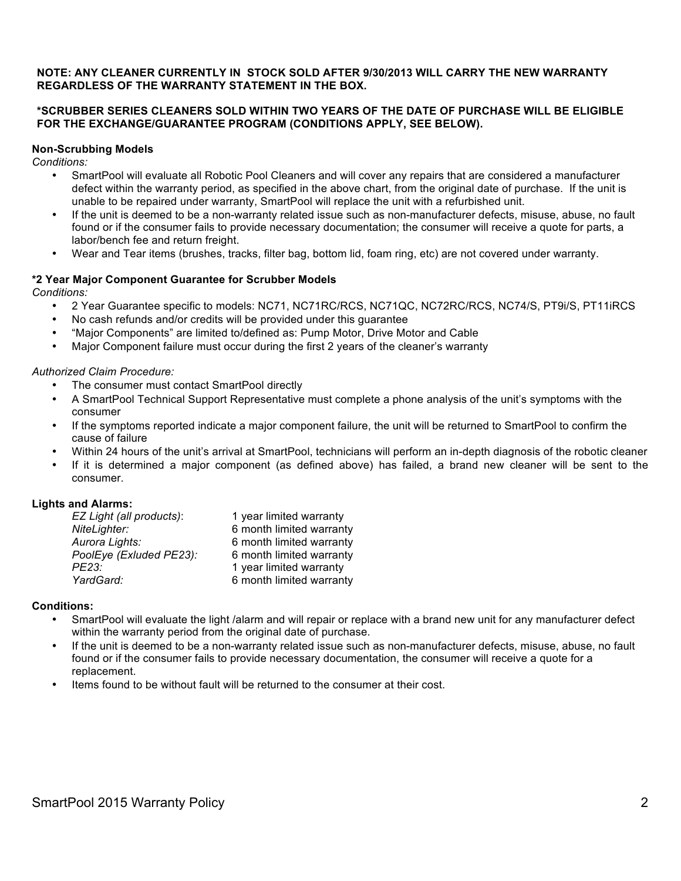**NOTE: ANY CLEANER CURRENTLY IN STOCK SOLD AFTER 9/30/2013 WILL CARRY THE NEW WARRANTY REGARDLESS OF THE WARRANTY STATEMENT IN THE BOX.**

***SCRUBBER SERIES CLEANERS SOLD WITHIN TWO YEARS OF THE DATE OF PURCHASE WILL BE ELIGIBLE FOR THE EXCHANGE/GUARANTEE PROGRAM (CONDITIONS APPLY, SEE BELOW).**

**Non-Scrubbing Models**

*Conditions:*

- SmartPool will evaluate all Robotic Pool Cleaners and will cover any repairs that are considered a manufacturer defect within the warranty period, as specified in the above chart, from the original date of purchase. If the unit is unable to be repaired under warranty, SmartPool will replace the unit with a refurbished unit.
- If the unit is deemed to be a non-warranty related issue such as non-manufacturer defects, misuse, abuse, no fault found or if the consumer fails to provide necessary documentation; the consumer will receive a quote for parts, a labor/bench fee and return freight.
- Wear and Tear items (brushes, tracks, filter bag, bottom lid, foam ring, etc) are not covered under warranty.

***2 Year Major Component Guarantee for Scrubber Models**

*Conditions:*

- 2 Year Guarantee specific to models: NC71, NC71RC/RCS, NC71QC, NC72RC/RCS, NC74/S, PT9i/S, PT11iRCS
- No cash refunds and/or credits will be provided under this guarantee
- "Major Components" are limited to/defined as: Pump Motor, Drive Motor and Cable
- Major Component failure must occur during the first 2 years of the cleaner's warranty

*Authorized Claim Procedure:*

- The consumer must contact SmartPool directly
- A SmartPool Technical Support Representative must complete a phone analysis of the unit's symptoms with the consumer
- If the symptoms reported indicate a major component failure, the unit will be returned to SmartPool to confirm the cause of failure
- Within 24 hours of the unit's arrival at SmartPool, technicians will perform an in-depth diagnosis of the robotic cleaner
- If it is determined a major component (as defined above) has failed, a brand new cleaner will be sent to the consumer.

**Lights and Alarms:**

| | |
|---|---|
| *EZ Light (all products)*: | 1 year limited warranty |
| *NiteLighter:* | 6 month limited warranty |
| *Aurora Lights:* | 6 month limited warranty |
| *PoolEye (Exluded PE23):* | 6 month limited warranty |
| *PE23:* | 1 year limited warranty |
| *YardGard:* | 6 month limited warranty |

**Conditions:**

- SmartPool will evaluate the light /alarm and will repair or replace with a brand new unit for any manufacturer defect within the warranty period from the original date of purchase.
- If the unit is deemed to be a non-warranty related issue such as non-manufacturer defects, misuse, abuse, no fault found or if the consumer fails to provide necessary documentation, the consumer will receive a quote for a replacement.
- Items found to be without fault will be returned to the consumer at their cost.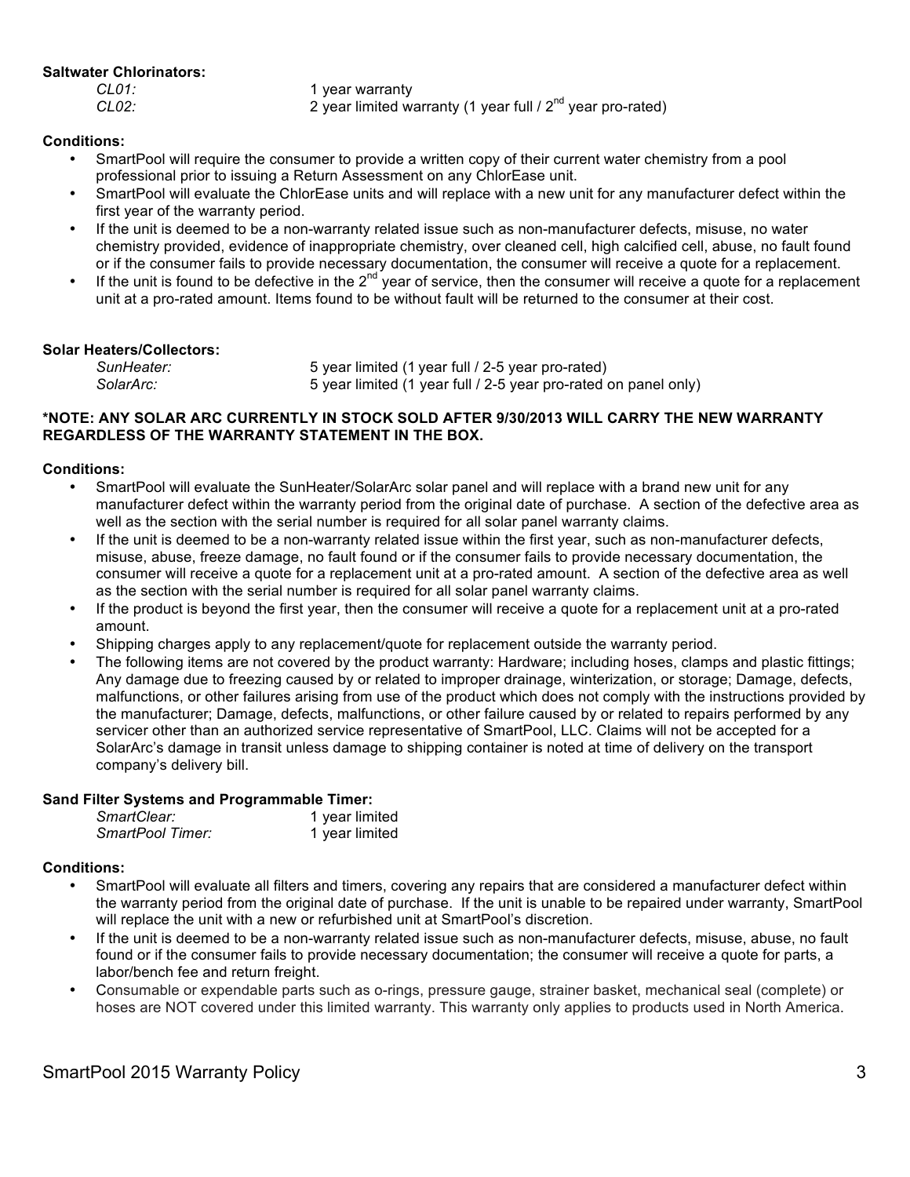**Saltwater Chlorinators:**

| | |
|---|---|
| *CL01:* | 1 year warranty |
| *CL02:* | 2 year limited warranty (1 year full / 2nd year pro-rated) |

**Conditions:**

- SmartPool will require the consumer to provide a written copy of their current water chemistry from a pool professional prior to issuing a Return Assessment on any ChlorEase unit.
- SmartPool will evaluate the ChlorEase units and will replace with a new unit for any manufacturer defect within the first year of the warranty period.
- If the unit is deemed to be a non-warranty related issue such as non-manufacturer defects, misuse, no water chemistry provided, evidence of inappropriate chemistry, over cleaned cell, high calcified cell, abuse, no fault found or if the consumer fails to provide necessary documentation, the consumer will receive a quote for a replacement.
- If the unit is found to be defective in the 2nd year of service, then the consumer will receive a quote for a replacement unit at a pro-rated amount. Items found to be without fault will be returned to the consumer at their cost.

**Solar Heaters/Collectors:**

| | |
|---|---|
| *SunHeater:* | 5 year limited (1 year full / 2-5 year pro-rated) |
| *SolarArc:* | 5 year limited (1 year full / 2-5 year pro-rated on panel only) |

**\*NOTE: ANY SOLAR ARC CURRENTLY IN STOCK SOLD AFTER 9/30/2013 WILL CARRY THE NEW WARRANTY REGARDLESS OF THE WARRANTY STATEMENT IN THE BOX.**

**Conditions:**

- SmartPool will evaluate the SunHeater/SolarArc solar panel and will replace with a brand new unit for any manufacturer defect within the warranty period from the original date of purchase. A section of the defective area as well as the section with the serial number is required for all solar panel warranty claims.
- If the unit is deemed to be a non-warranty related issue within the first year, such as non-manufacturer defects, misuse, abuse, freeze damage, no fault found or if the consumer fails to provide necessary documentation, the consumer will receive a quote for a replacement unit at a pro-rated amount. A section of the defective area as well as the section with the serial number is required for all solar panel warranty claims.
- If the product is beyond the first year, then the consumer will receive a quote for a replacement unit at a pro-rated amount.
- Shipping charges apply to any replacement/quote for replacement outside the warranty period.
- The following items are not covered by the product warranty: Hardware; including hoses, clamps and plastic fittings; Any damage due to freezing caused by or related to improper drainage, winterization, or storage; Damage, defects, malfunctions, or other failures arising from use of the product which does not comply with the instructions provided by the manufacturer; Damage, defects, malfunctions, or other failure caused by or related to repairs performed by any servicer other than an authorized service representative of SmartPool, LLC. Claims will not be accepted for a SolarArc's damage in transit unless damage to shipping container is noted at time of delivery on the transport company's delivery bill.

**Sand Filter Systems and Programmable Timer:**

| | |
|---|---|
| *SmartClear:* | 1 year limited |
| *SmartPool Timer:* | 1 year limited |

**Conditions:**

- SmartPool will evaluate all filters and timers, covering any repairs that are considered a manufacturer defect within the warranty period from the original date of purchase. If the unit is unable to be repaired under warranty, SmartPool will replace the unit with a new or refurbished unit at SmartPool's discretion.
- If the unit is deemed to be a non-warranty related issue such as non-manufacturer defects, misuse, abuse, no fault found or if the consumer fails to provide necessary documentation; the consumer will receive a quote for parts, a labor/bench fee and return freight.
- Consumable or expendable parts such as o-rings, pressure gauge, strainer basket, mechanical seal (complete) or hoses are NOT covered under this limited warranty. This warranty only applies to products used in North America.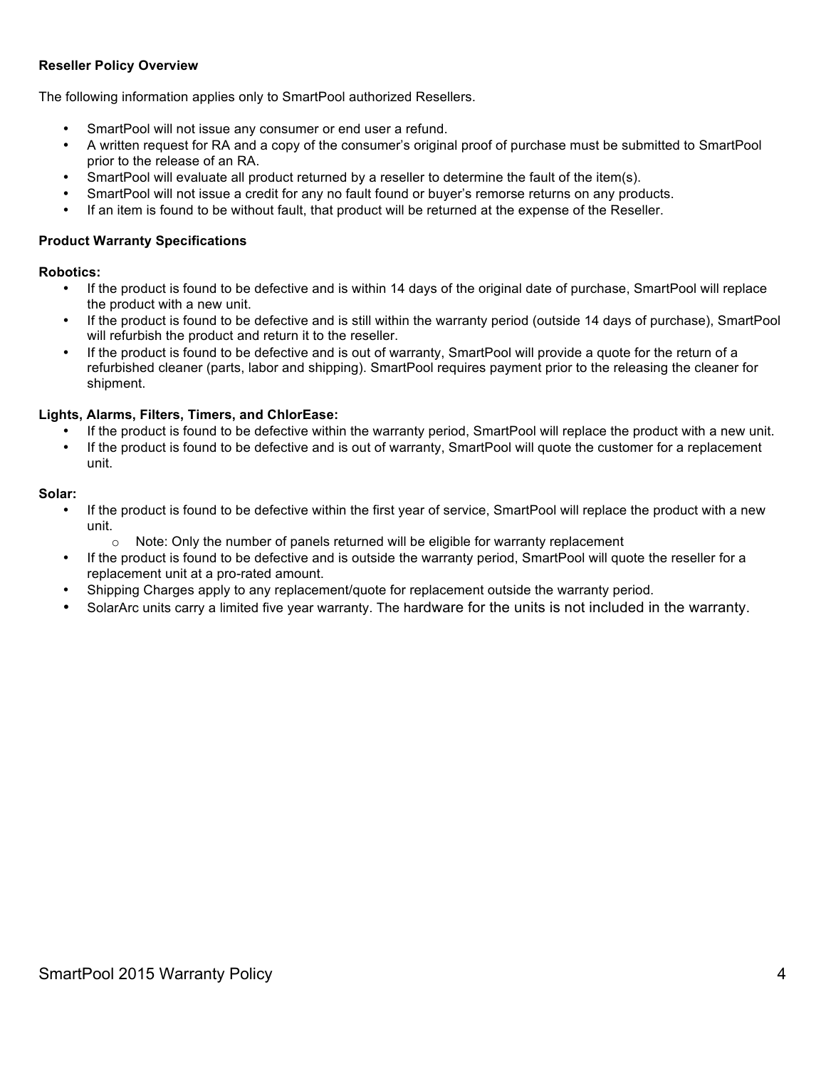**Reseller Policy Overview**

The following information applies only to SmartPool authorized Resellers.

- SmartPool will not issue any consumer or end user a refund.
- A written request for RA and a copy of the consumer's original proof of purchase must be submitted to SmartPool prior to the release of an RA.
- SmartPool will evaluate all product returned by a reseller to determine the fault of the item(s).
- SmartPool will not issue a credit for any no fault found or buyer's remorse returns on any products.
- If an item is found to be without fault, that product will be returned at the expense of the Reseller.

**Product Warranty Specifications**

**Robotics:**

- If the product is found to be defective and is within 14 days of the original date of purchase, SmartPool will replace the product with a new unit.
- If the product is found to be defective and is still within the warranty period (outside 14 days of purchase), SmartPool will refurbish the product and return it to the reseller.
- If the product is found to be defective and is out of warranty, SmartPool will provide a quote for the return of a refurbished cleaner (parts, labor and shipping). SmartPool requires payment prior to the releasing the cleaner for shipment.

**Lights, Alarms, Filters, Timers, and ChlorEase:**

- If the product is found to be defective within the warranty period, SmartPool will replace the product with a new unit.
- If the product is found to be defective and is out of warranty, SmartPool will quote the customer for a replacement unit.

**Solar:**

- If the product is found to be defective within the first year of service, SmartPool will replace the product with a new unit.
  - Note: Only the number of panels returned will be eligible for warranty replacement
- If the product is found to be defective and is outside the warranty period, SmartPool will quote the reseller for a replacement unit at a pro-rated amount.
- Shipping Charges apply to any replacement/quote for replacement outside the warranty period.
- SolarArc units carry a limited five year warranty. The hardware for the units is not included in the warranty.